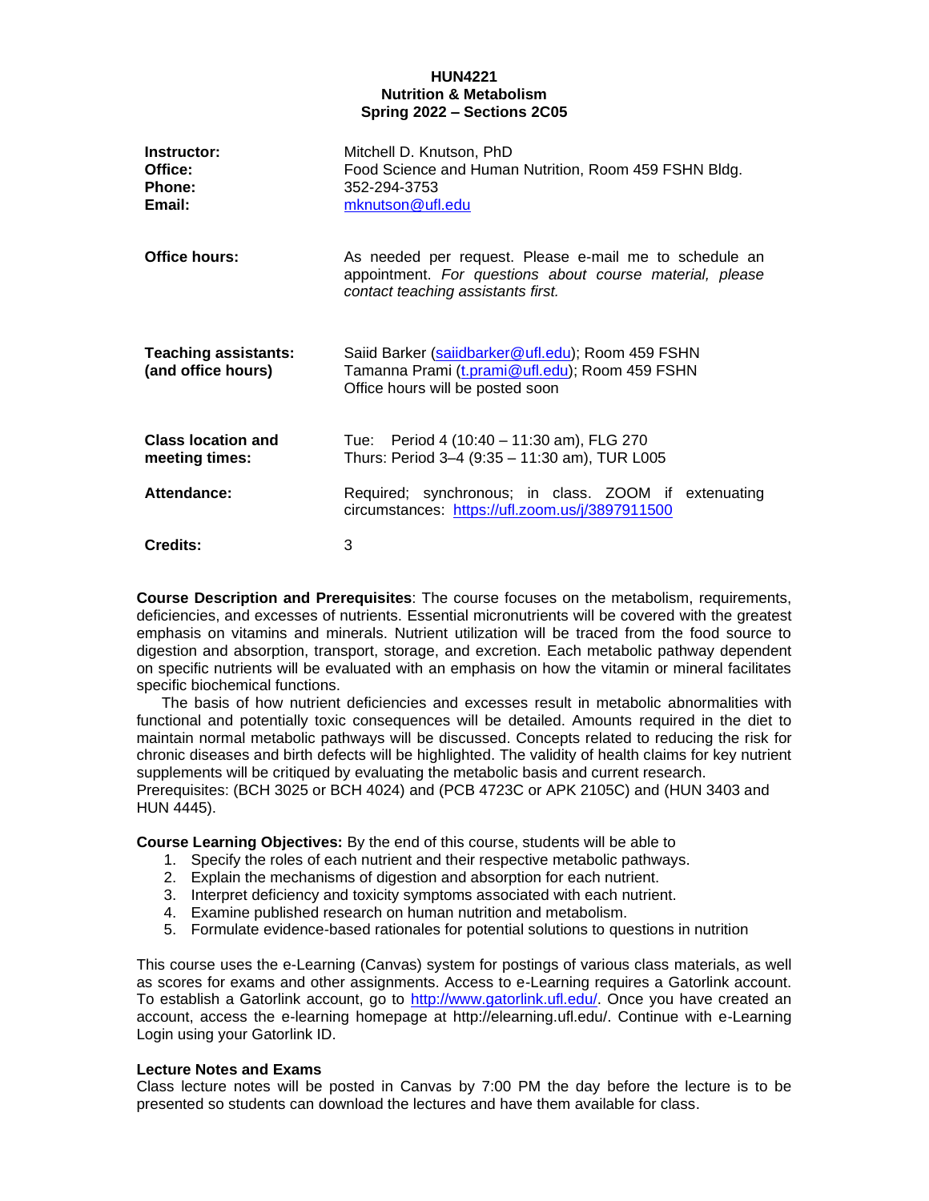**HUN4221**
**Nutrition & Metabolism**
**Spring 2022 – Sections 2C05**

| | |
|---|---|
| **Instructor:** | Mitchell D. Knutson, PhD |
| **Office:** | Food Science and Human Nutrition, Room 459 FSHN Bldg. |
| **Phone:** | 352-294-3753 |
| **Email:** | mknutson@ufl.edu |
| **Office hours:** | As needed per request. Please e-mail me to schedule an appointment. *For questions about course material, please contact teaching assistants first.* |
| **Teaching assistants: (and office hours)** | Saiid Barker (saiidbarker@ufl.edu); Room 459 FSHN<br>Tamanna Prami (t.prami@ufl.edu); Room 459 FSHN<br>Office hours will be posted soon |
| **Class location and meeting times:** | Tue: Period 4 (10:40 – 11:30 am), FLG 270<br>Thurs: Period 3–4 (9:35 – 11:30 am), TUR L005 |
| **Attendance:** | Required; synchronous; in class. ZOOM if extenuating circumstances: https://ufl.zoom.us/j/3897911500 |
| **Credits:** | 3 |

**Course Description and Prerequisites**: The course focuses on the metabolism, requirements, deficiencies, and excesses of nutrients. Essential micronutrients will be covered with the greatest emphasis on vitamins and minerals. Nutrient utilization will be traced from the food source to digestion and absorption, transport, storage, and excretion. Each metabolic pathway dependent on specific nutrients will be evaluated with an emphasis on how the vitamin or mineral facilitates specific biochemical functions.

The basis of how nutrient deficiencies and excesses result in metabolic abnormalities with functional and potentially toxic consequences will be detailed. Amounts required in the diet to maintain normal metabolic pathways will be discussed. Concepts related to reducing the risk for chronic diseases and birth defects will be highlighted. The validity of health claims for key nutrient supplements will be critiqued by evaluating the metabolic basis and current research.
Prerequisites: (BCH 3025 or BCH 4024) and (PCB 4723C or APK 2105C) and (HUN 3403 and HUN 4445).

**Course Learning Objectives:** By the end of this course, students will be able to

1. Specify the roles of each nutrient and their respective metabolic pathways.
2. Explain the mechanisms of digestion and absorption for each nutrient.
3. Interpret deficiency and toxicity symptoms associated with each nutrient.
4. Examine published research on human nutrition and metabolism.
5. Formulate evidence-based rationales for potential solutions to questions in nutrition

This course uses the e-Learning (Canvas) system for postings of various class materials, as well as scores for exams and other assignments. Access to e-Learning requires a Gatorlink account. To establish a Gatorlink account, go to http://www.gatorlink.ufl.edu/. Once you have created an account, access the e-learning homepage at http://elearning.ufl.edu/. Continue with e-Learning Login using your Gatorlink ID.

**Lecture Notes and Exams**
Class lecture notes will be posted in Canvas by 7:00 PM the day before the lecture is to be presented so students can download the lectures and have them available for class.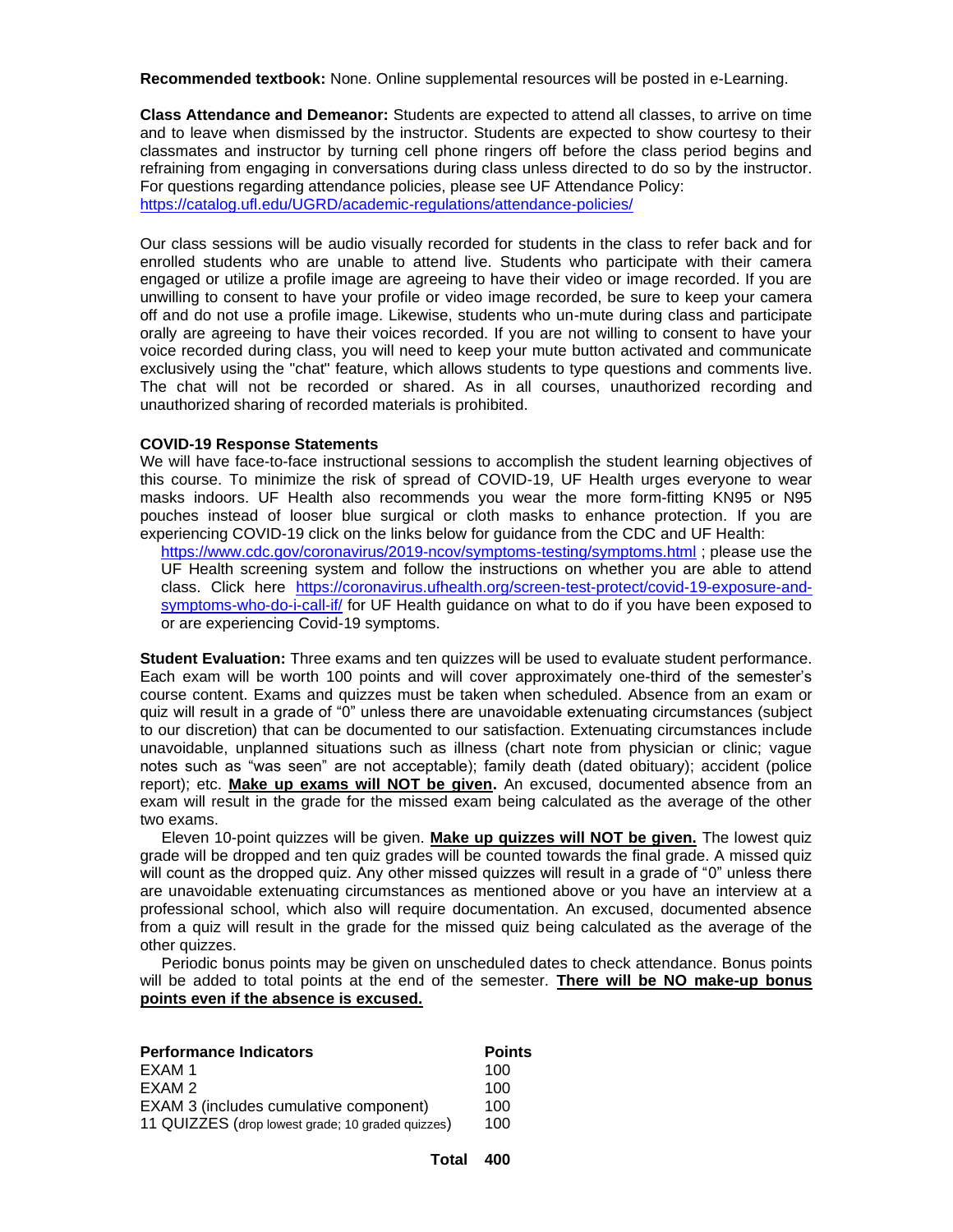**Recommended textbook:** None. Online supplemental resources will be posted in e-Learning.

**Class Attendance and Demeanor:** Students are expected to attend all classes, to arrive on time and to leave when dismissed by the instructor. Students are expected to show courtesy to their classmates and instructor by turning cell phone ringers off before the class period begins and refraining from engaging in conversations during class unless directed to do so by the instructor. For questions regarding attendance policies, please see UF Attendance Policy: https://catalog.ufl.edu/UGRD/academic-regulations/attendance-policies/

Our class sessions will be audio visually recorded for students in the class to refer back and for enrolled students who are unable to attend live. Students who participate with their camera engaged or utilize a profile image are agreeing to have their video or image recorded. If you are unwilling to consent to have your profile or video image recorded, be sure to keep your camera off and do not use a profile image. Likewise, students who un-mute during class and participate orally are agreeing to have their voices recorded. If you are not willing to consent to have your voice recorded during class, you will need to keep your mute button activated and communicate exclusively using the "chat" feature, which allows students to type questions and comments live. The chat will not be recorded or shared. As in all courses, unauthorized recording and unauthorized sharing of recorded materials is prohibited.

**COVID-19 Response Statements**

We will have face-to-face instructional sessions to accomplish the student learning objectives of this course. To minimize the risk of spread of COVID-19, UF Health urges everyone to wear masks indoors. UF Health also recommends you wear the more form-fitting KN95 or N95 pouches instead of looser blue surgical or cloth masks to enhance protection. If you are experiencing COVID-19 click on the links below for guidance from the CDC and UF Health:

https://www.cdc.gov/coronavirus/2019-ncov/symptoms-testing/symptoms.html ; please use the UF Health screening system and follow the instructions on whether you are able to attend class. Click here https://coronavirus.ufhealth.org/screen-test-protect/covid-19-exposure-and-symptoms-who-do-i-call-if/ for UF Health guidance on what to do if you have been exposed to or are experiencing Covid-19 symptoms.

**Student Evaluation:** Three exams and ten quizzes will be used to evaluate student performance. Each exam will be worth 100 points and will cover approximately one-third of the semester's course content. Exams and quizzes must be taken when scheduled. Absence from an exam or quiz will result in a grade of "0" unless there are unavoidable extenuating circumstances (subject to our discretion) that can be documented to our satisfaction. Extenuating circumstances include unavoidable, unplanned situations such as illness (chart note from physician or clinic; vague notes such as "was seen" are not acceptable); family death (dated obituary); accident (police report); etc. **Make up exams will NOT be given.** An excused, documented absence from an exam will result in the grade for the missed exam being calculated as the average of the other two exams.

Eleven 10-point quizzes will be given. **Make up quizzes will NOT be given.** The lowest quiz grade will be dropped and ten quiz grades will be counted towards the final grade. A missed quiz will count as the dropped quiz. Any other missed quizzes will result in a grade of "0" unless there are unavoidable extenuating circumstances as mentioned above or you have an interview at a professional school, which also will require documentation. An excused, documented absence from a quiz will result in the grade for the missed quiz being calculated as the average of the other quizzes.

Periodic bonus points may be given on unscheduled dates to check attendance. Bonus points will be added to total points at the end of the semester. **There will be NO make-up bonus points even if the absence is excused.**

| Performance Indicators | Points |
| --- | --- |
| EXAM 1 | 100 |
| EXAM 2 | 100 |
| EXAM 3 (includes cumulative component) | 100 |
| 11 QUIZZES (drop lowest grade; 10 graded quizzes) | 100 |
| **Total** | **400** |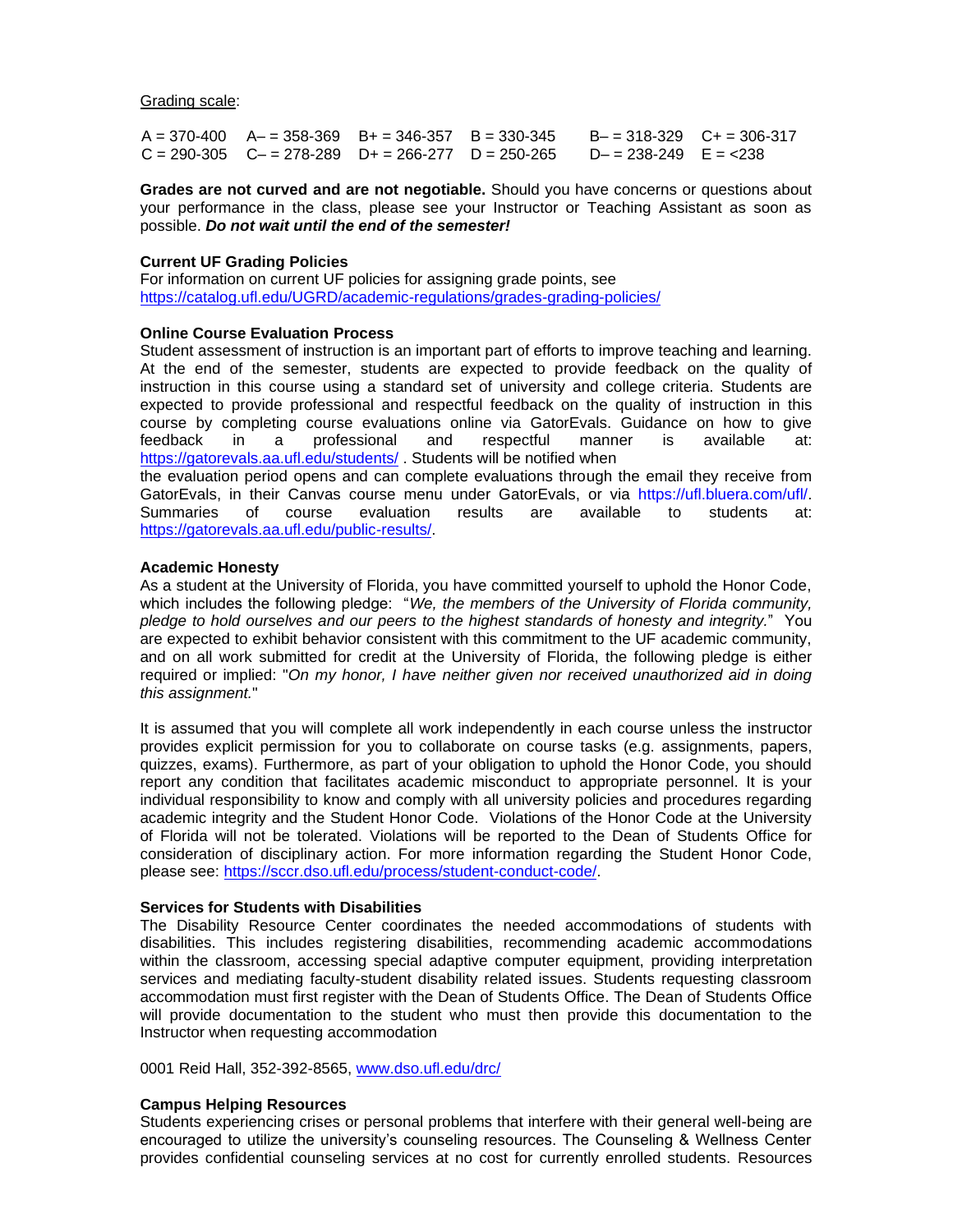Grading scale:

| A = 370-400 | A– = 358-369 | B+ = 346-357 | B = 330-345 | B– = 318-329 | C+ = 306-317 |
|---|---|---|---|---|---|
| C = 290-305 | C– = 278-289 | D+ = 266-277 | D = 250-265 | D– = 238-249 | E = <238 |

**Grades are not curved and are not negotiable.** Should you have concerns or questions about your performance in the class, please see your Instructor or Teaching Assistant as soon as possible. ***Do not wait until the end of the semester!***

**Current UF Grading Policies**

For information on current UF policies for assigning grade points, see https://catalog.ufl.edu/UGRD/academic-regulations/grades-grading-policies/

**Online Course Evaluation Process**

Student assessment of instruction is an important part of efforts to improve teaching and learning. At the end of the semester, students are expected to provide feedback on the quality of instruction in this course using a standard set of university and college criteria. Students are expected to provide professional and respectful feedback on the quality of instruction in this course by completing course evaluations online via GatorEvals. Guidance on how to give feedback in a professional and respectful manner is available at: https://gatorevals.aa.ufl.edu/students/ . Students will be notified when the evaluation period opens and can complete evaluations through the email they receive from GatorEvals, in their Canvas course menu under GatorEvals, or via https://ufl.bluera.com/ufl/. Summaries of course evaluation results are available to students at: https://gatorevals.aa.ufl.edu/public-results/.

**Academic Honesty**

As a student at the University of Florida, you have committed yourself to uphold the Honor Code, which includes the following pledge: "*We, the members of the University of Florida community, pledge to hold ourselves and our peers to the highest standards of honesty and integrity.*" You are expected to exhibit behavior consistent with this commitment to the UF academic community, and on all work submitted for credit at the University of Florida, the following pledge is either required or implied: "*On my honor, I have neither given nor received unauthorized aid in doing this assignment.*"

It is assumed that you will complete all work independently in each course unless the instructor provides explicit permission for you to collaborate on course tasks (e.g. assignments, papers, quizzes, exams). Furthermore, as part of your obligation to uphold the Honor Code, you should report any condition that facilitates academic misconduct to appropriate personnel. It is your individual responsibility to know and comply with all university policies and procedures regarding academic integrity and the Student Honor Code. Violations of the Honor Code at the University of Florida will not be tolerated. Violations will be reported to the Dean of Students Office for consideration of disciplinary action. For more information regarding the Student Honor Code, please see: https://sccr.dso.ufl.edu/process/student-conduct-code/.

**Services for Students with Disabilities**

The Disability Resource Center coordinates the needed accommodations of students with disabilities. This includes registering disabilities, recommending academic accommodations within the classroom, accessing special adaptive computer equipment, providing interpretation services and mediating faculty-student disability related issues. Students requesting classroom accommodation must first register with the Dean of Students Office. The Dean of Students Office will provide documentation to the student who must then provide this documentation to the Instructor when requesting accommodation

0001 Reid Hall, 352-392-8565, www.dso.ufl.edu/drc/

**Campus Helping Resources**

Students experiencing crises or personal problems that interfere with their general well-being are encouraged to utilize the university's counseling resources. The Counseling & Wellness Center provides confidential counseling services at no cost for currently enrolled students. Resources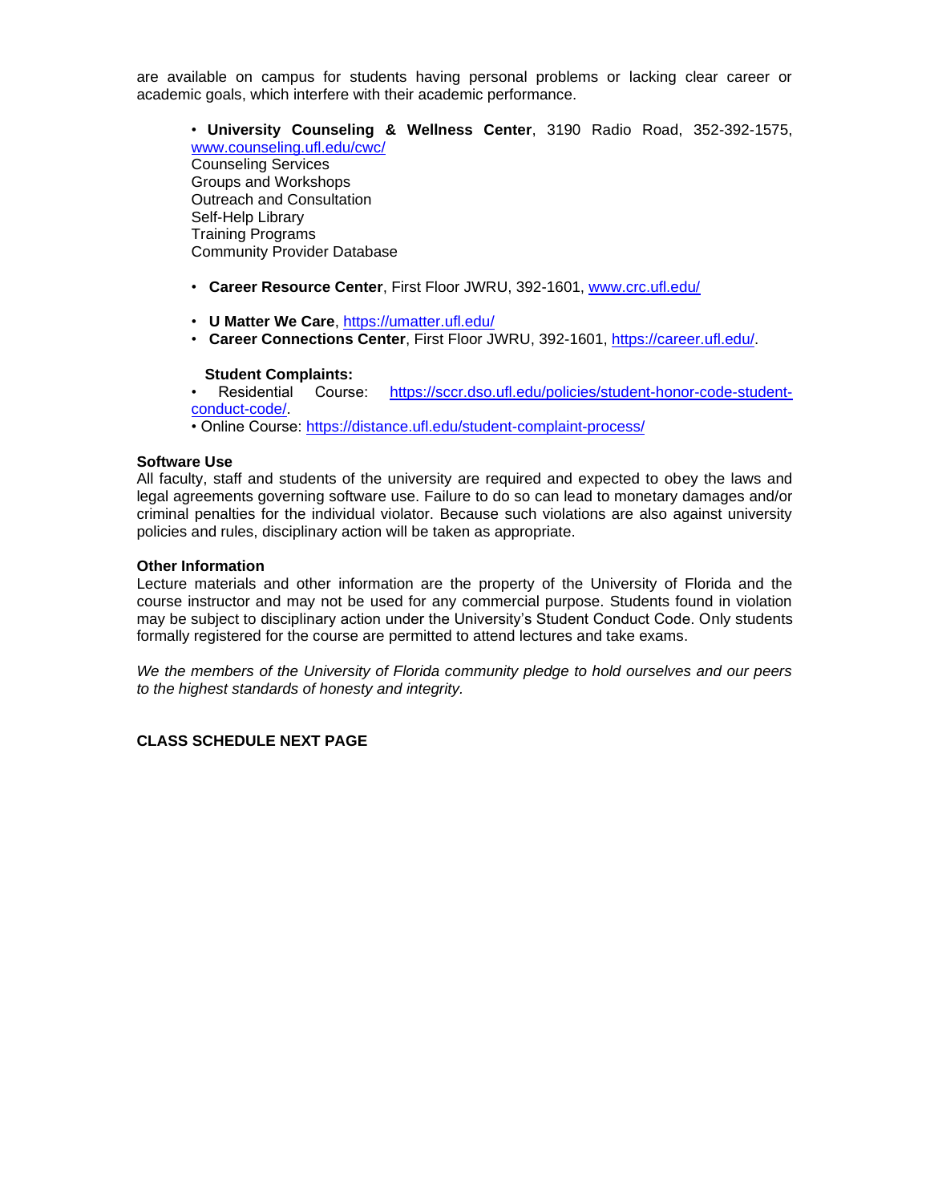are available on campus for students having personal problems or lacking clear career or academic goals, which interfere with their academic performance.

- **University Counseling & Wellness Center**, 3190 Radio Road, 352-392-1575, [www.counseling.ufl.edu/cwc/](www.counseling.ufl.edu/cwc/)
  Counseling Services
  Groups and Workshops
  Outreach and Consultation
  Self-Help Library
  Training Programs
  Community Provider Database

- **Career Resource Center**, First Floor JWRU, 392-1601, [www.crc.ufl.edu/](www.crc.ufl.edu/)

- **U Matter We Care**, [https://umatter.ufl.edu/](https://umatter.ufl.edu/)
- **Career Connections Center**, First Floor JWRU, 392-1601, [https://career.ufl.edu/](https://career.ufl.edu/).

**Student Complaints:**

- Residential Course: [https://sccr.dso.ufl.edu/policies/student-honor-code-student-conduct-code/](https://sccr.dso.ufl.edu/policies/student-honor-code-student-conduct-code/).
- Online Course: [https://distance.ufl.edu/student-complaint-process/](https://distance.ufl.edu/student-complaint-process/)

**Software Use**

All faculty, staff and students of the university are required and expected to obey the laws and legal agreements governing software use. Failure to do so can lead to monetary damages and/or criminal penalties for the individual violator. Because such violations are also against university policies and rules, disciplinary action will be taken as appropriate.

**Other Information**

Lecture materials and other information are the property of the University of Florida and the course instructor and may not be used for any commercial purpose. Students found in violation may be subject to disciplinary action under the University's Student Conduct Code. Only students formally registered for the course are permitted to attend lectures and take exams.

*We the members of the University of Florida community pledge to hold ourselves and our peers to the highest standards of honesty and integrity.*

**CLASS SCHEDULE NEXT PAGE**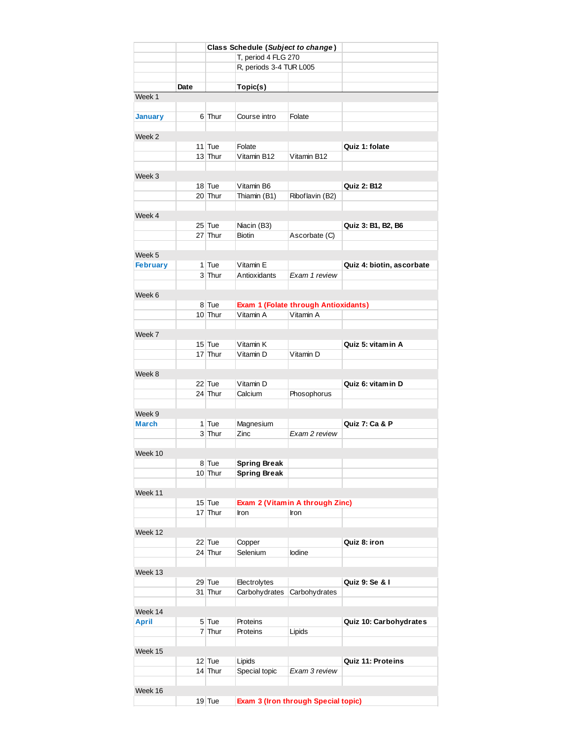| | | | | | |
|---|---|---|---|---|---|
| | | Class Schedule (*Subject to change*) | | | |
| | | | T, period 4 FLG 270 | | |
| | | | R, periods 3-4 TUR L005 | | |
| | | | | | |
| | Date | | Topic(s) | | |
| Week 1 | | | | | |
| | | | | | |
| January | 6 | Thur | Course intro | Folate | |
| | | | | | |
| Week 2 | | | | | |
| | 11 | Tue | Folate | | **Quiz 1: folate** |
| | 13 | Thur | Vitamin B12 | Vitamin B12 | |
| | | | | | |
| Week 3 | | | | | |
| | 18 | Tue | Vitamin B6 | | **Quiz 2: B12** |
| | 20 | Thur | Thiamin (B1) | Riboflavin (B2) | |
| | | | | | |
| Week 4 | | | | | |
| | 25 | Tue | Niacin (B3) | | **Quiz 3: B1, B2, B6** |
| | 27 | Thur | Biotin | Ascorbate (C) | |
| | | | | | |
| Week 5 | | | | | |
| February | 1 | Tue | Vitamin E | | **Quiz 4: biotin, ascorbate** |
| | 3 | Thur | Antioxidants | *Exam 1 review* | |
| | | | | | |
| Week 6 | | | | | |
| | 8 | Tue | **Exam 1 (Folate through Antioxidants)** | | |
| | 10 | Thur | Vitamin A | Vitamin A | |
| | | | | | |
| Week 7 | | | | | |
| | 15 | Tue | Vitamin K | | **Quiz 5: vitamin A** |
| | 17 | Thur | Vitamin D | Vitamin D | |
| | | | | | |
| Week 8 | | | | | |
| | 22 | Tue | Vitamin D | | **Quiz 6: vitamin D** |
| | 24 | Thur | Calcium | Phosophorus | |
| | | | | | |
| Week 9 | | | | | |
| March | 1 | Tue | Magnesium | | **Quiz 7: Ca & P** |
| | 3 | Thur | Zinc | *Exam 2 review* | |
| | | | | | |
| Week 10 | | | | | |
| | 8 | Tue | **Spring Break** | | |
| | 10 | Thur | **Spring Break** | | |
| | | | | | |
| Week 11 | | | | | |
| | 15 | Tue | **Exam 2 (Vitamin A through Zinc)** | | |
| | 17 | Thur | Iron | Iron | |
| | | | | | |
| Week 12 | | | | | |
| | 22 | Tue | Copper | | **Quiz 8: iron** |
| | 24 | Thur | Selenium | Iodine | |
| | | | | | |
| Week 13 | | | | | |
| | 29 | Tue | Electrolytes | | **Quiz 9: Se & I** |
| | 31 | Thur | Carbohydrates | Carbohydrates | |
| | | | | | |
| Week 14 | | | | | |
| April | 5 | Tue | Proteins | | **Quiz 10: Carbohydrates** |
| | 7 | Thur | Proteins | Lipids | |
| | | | | | |
| Week 15 | | | | | |
| | 12 | Tue | Lipids | | **Quiz 11: Proteins** |
| | 14 | Thur | Special topic | *Exam 3 review* | |
| | | | | | |
| Week 16 | | | | | |
| | 19 | Tue | **Exam 3 (Iron through Special topic)** | | |